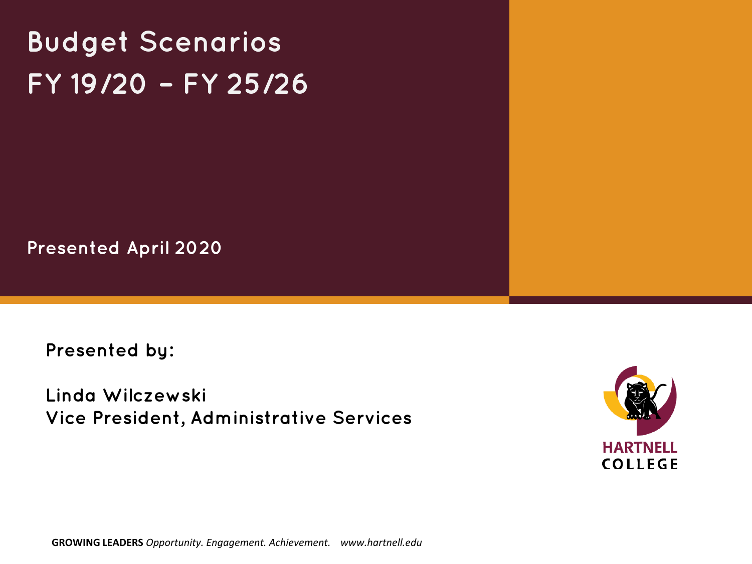# Budget Scenarios FY 19/20 – FY 25/26

Presented April 2020

Presented by:

Linda Wilczewski
Vice President, Administrative Services

HARTNELL COLLEGE

**GROWING LEADERS** *Opportunity. Engagement. Achievement.* *www.hartnell.edu*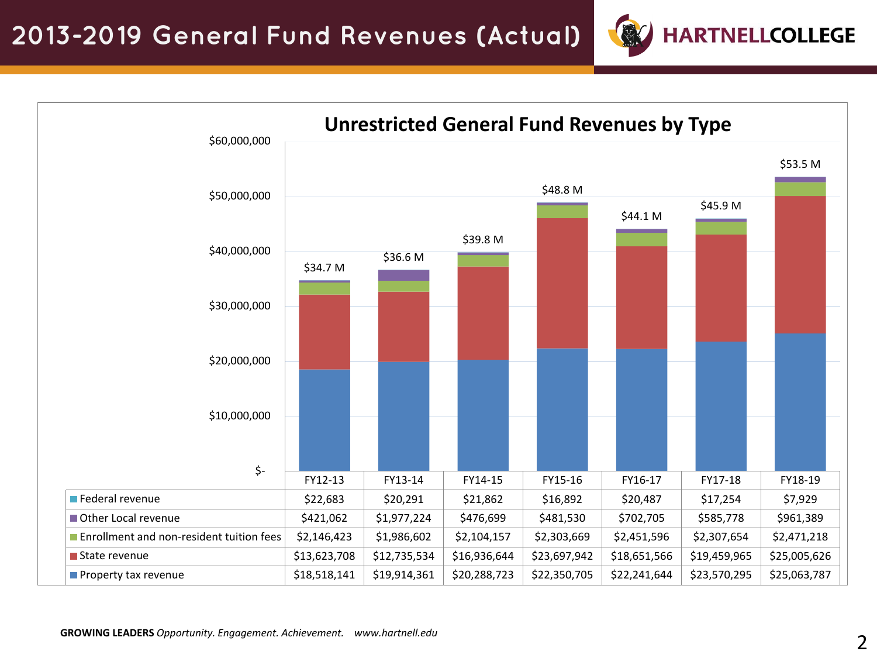# 2013-2019 General Fund Revenues (Actual)

## Unrestricted General Fund Revenues by Type

| | FY12-13 | FY13-14 | FY14-15 | FY15-16 | FY16-17 | FY17-18 | FY18-19 |
|---|---|---|---|---|---|---|---|
| Total | $34.7 M | $36.6 M | $39.8 M | $48.8 M | $44.1 M | $45.9 M | $53.5 M |
| Federal revenue | $22,683 | $20,291 | $21,862 | $16,892 | $20,487 | $17,254 | $7,929 |
| Other Local revenue | $421,062 | $1,977,224 | $476,699 | $481,530 | $702,705 | $585,778 | $961,389 |
| Enrollment and non-resident tuition fees | $2,146,423 | $1,986,602 | $2,104,157 | $2,303,669 | $2,451,596 | $2,307,654 | $2,471,218 |
| State revenue | $13,623,708 | $12,735,534 | $16,936,644 | $23,697,942 | $18,651,566 | $19,459,965 | $25,005,626 |
| Property tax revenue | $18,518,141 | $19,914,361 | $20,288,723 | $22,350,705 | $22,241,644 | $23,570,295 | $25,063,787 |

**GROWING LEADERS** *Opportunity. Engagement. Achievement.* *www.hartnell.edu*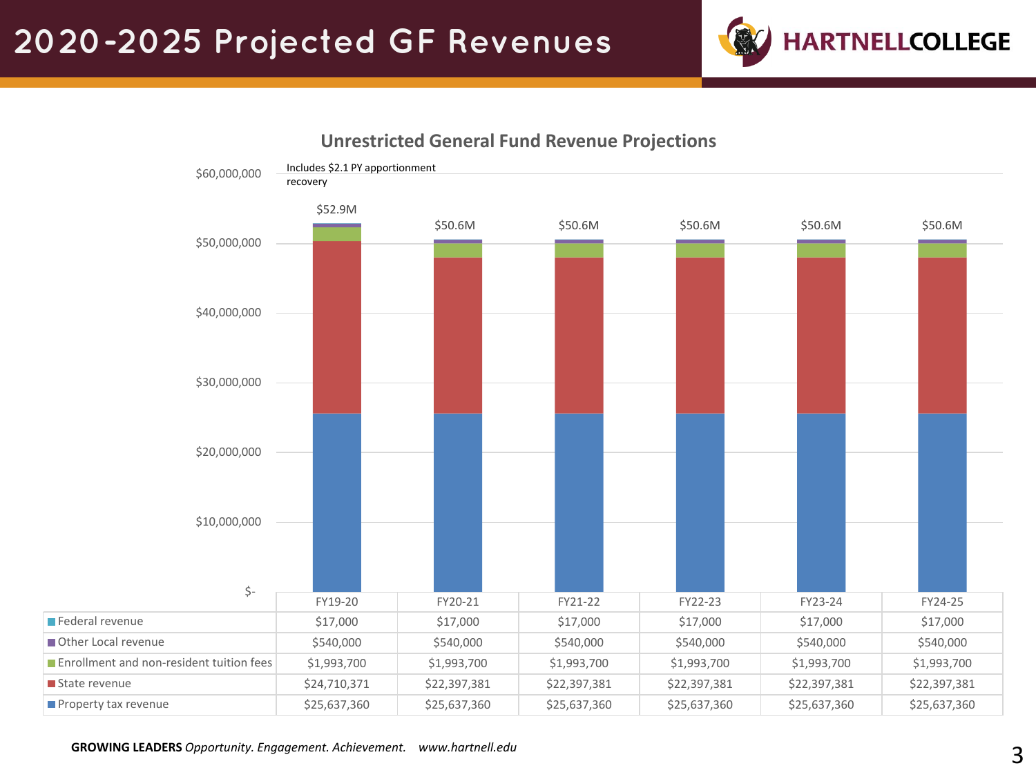# 2020-2025 Projected GF Revenues

## Unrestricted General Fund Revenue Projections

Includes $2.1 PY apportionment recovery

| | FY19-20 | FY20-21 | FY21-22 | FY22-23 | FY23-24 | FY24-25 |
|---|---|---|---|---|---|---|
| Total | $52.9M | $50.6M | $50.6M | $50.6M | $50.6M | $50.6M |
| Federal revenue | $17,000 | $17,000 | $17,000 | $17,000 | $17,000 | $17,000 |
| Other Local revenue | $540,000 | $540,000 | $540,000 | $540,000 | $540,000 | $540,000 |
| Enrollment and non-resident tuition fees | $1,993,700 | $1,993,700 | $1,993,700 | $1,993,700 | $1,993,700 | $1,993,700 |
| State revenue | $24,710,371 | $22,397,381 | $22,397,381 | $22,397,381 | $22,397,381 | $22,397,381 |
| Property tax revenue | $25,637,360 | $25,637,360 | $25,637,360 | $25,637,360 | $25,637,360 | $25,637,360 |

**GROWING LEADERS** *Opportunity. Engagement. Achievement.* *www.hartnell.edu*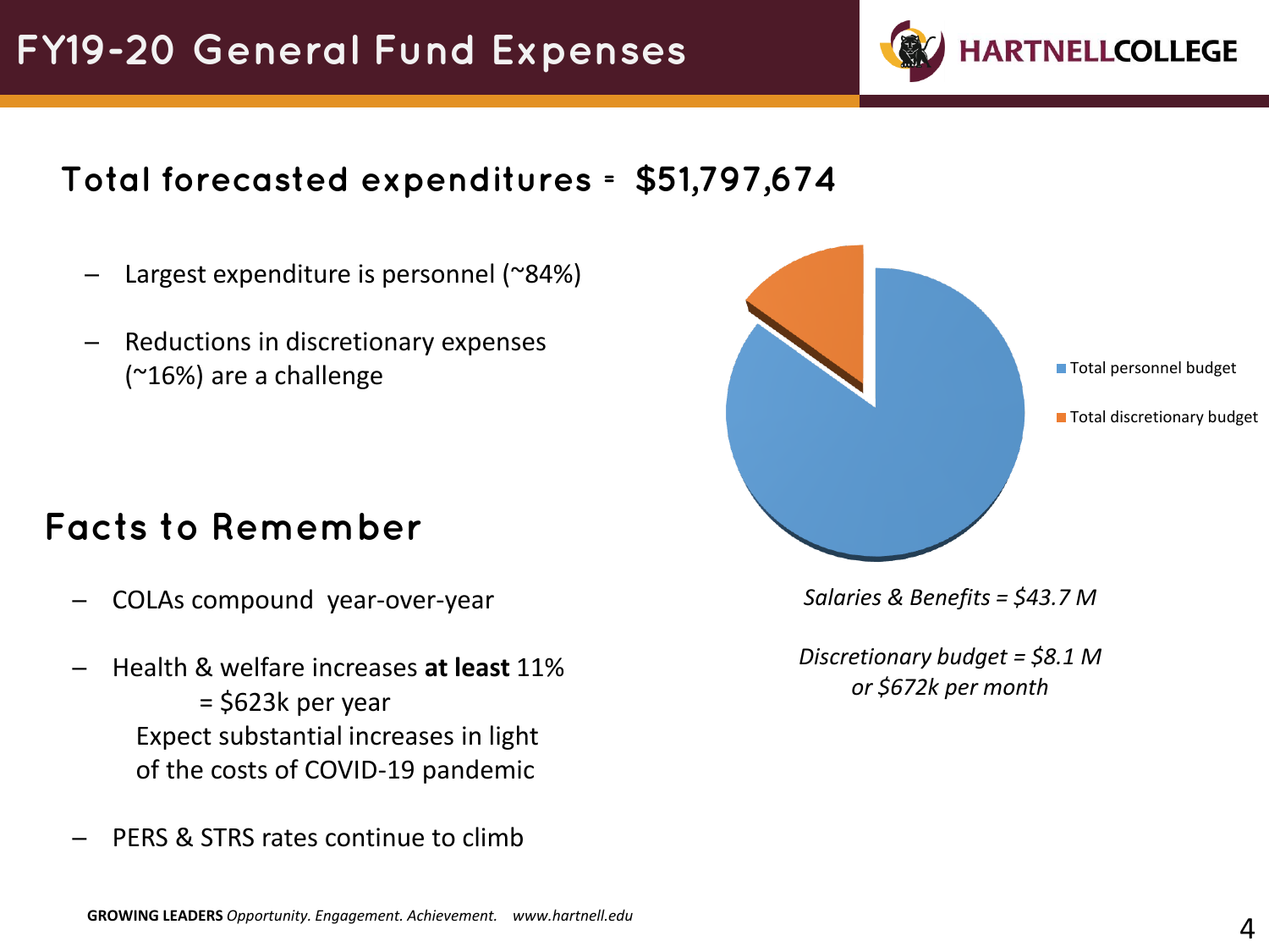# FY19-20 General Fund Expenses

## Total forecasted expenditures = $51,797,674

- Largest expenditure is personnel (~84%)
- Reductions in discretionary expenses (~16%) are a challenge

Total personnel budget

Total discretionary budget

*Salaries & Benefits = $43.7 M*

*Discretionary budget = $8.1 M or $672k per month*

## Facts to Remember

- COLAs compound year-over-year
- Health & welfare increases **at least** 11% = $623k per year
  Expect substantial increases in light of the costs of COVID-19 pandemic
- PERS & STRS rates continue to climb

**GROWING LEADERS** *Opportunity. Engagement. Achievement.* *www.hartnell.edu*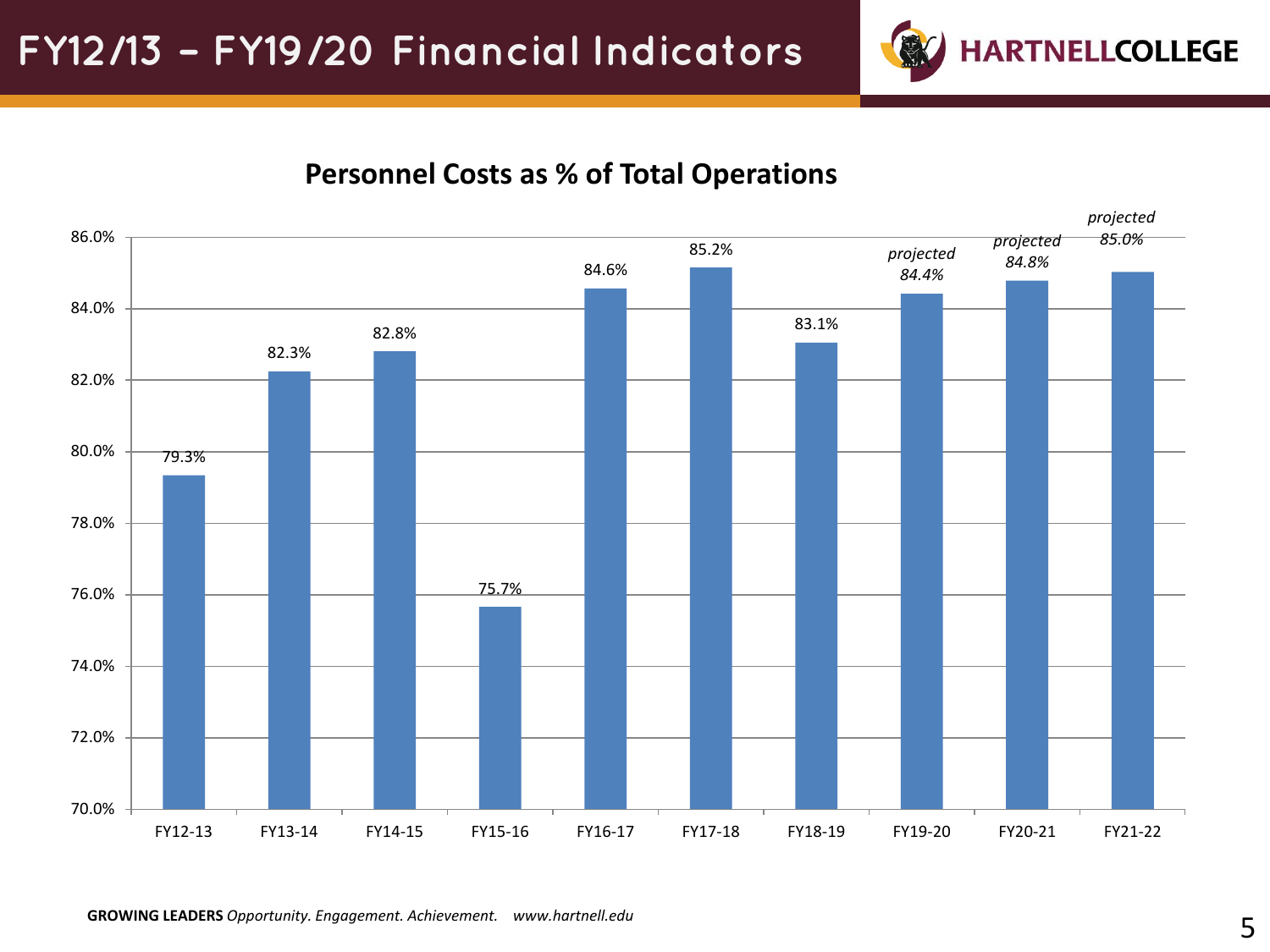# FY12/13 – FY19/20 Financial Indicators

## Personnel Costs as % of Total Operations

| Fiscal Year | Personnel Costs as % of Total Operations |
|---|---|
| FY12-13 | 79.3% |
| FY13-14 | 82.3% |
| FY14-15 | 82.8% |
| FY15-16 | 75.7% |
| FY16-17 | 84.6% |
| FY17-18 | 85.2% |
| FY18-19 | 83.1% |
| FY19-20 | *projected 84.4%* |
| FY20-21 | *projected 84.8%* |
| FY21-22 | *projected 85.0%* |

**GROWING LEADERS** *Opportunity. Engagement. Achievement.* *www.hartnell.edu*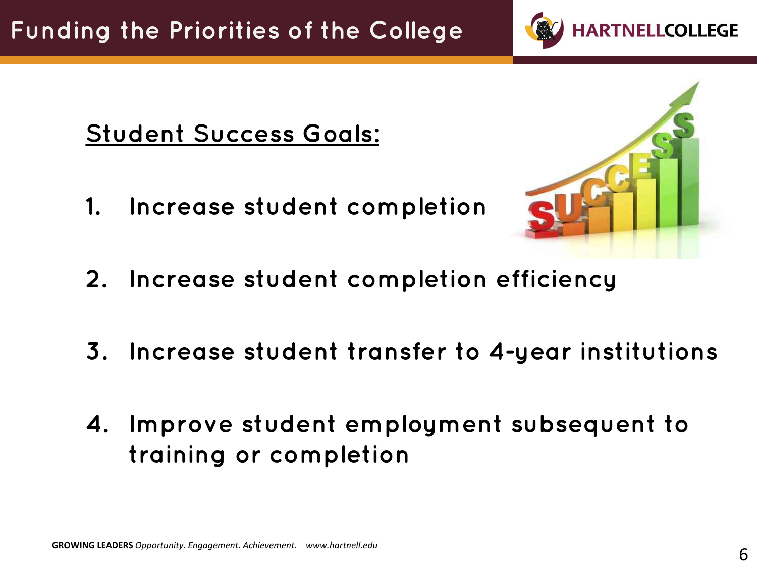# Funding the Priorities of the College

## Student Success Goals:

1. Increase student completion
2. Increase student completion efficiency
3. Increase student transfer to 4-year institutions
4. Improve student employment subsequent to training or completion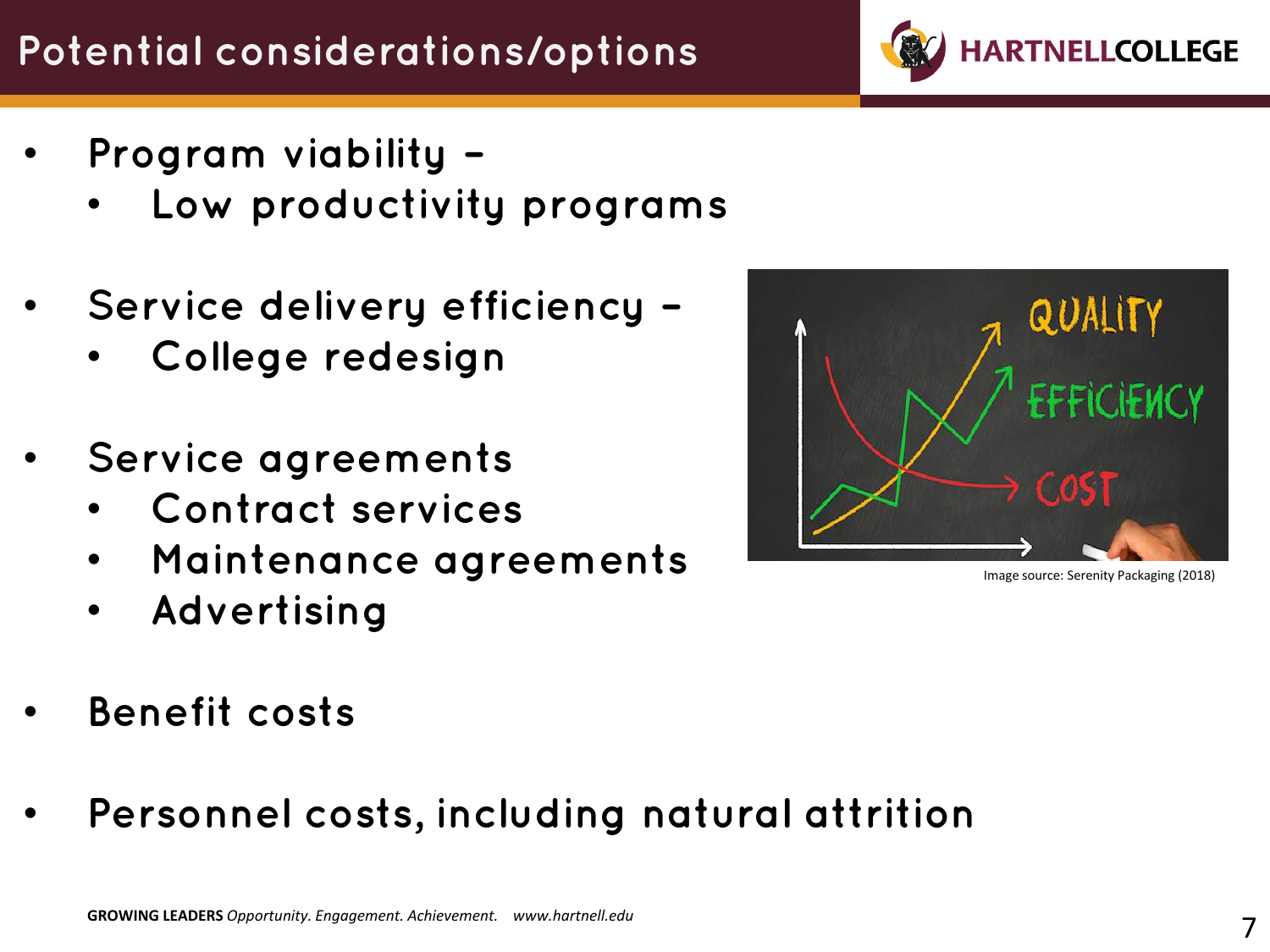# Potential considerations/options

- Program viability –
  - Low productivity programs
- Service delivery efficiency –
  - College redesign
- Service agreements
  - Contract services
  - Maintenance agreements
  - Advertising
- Benefit costs
- Personnel costs, including natural attrition

Image source: Serenity Packaging (2018)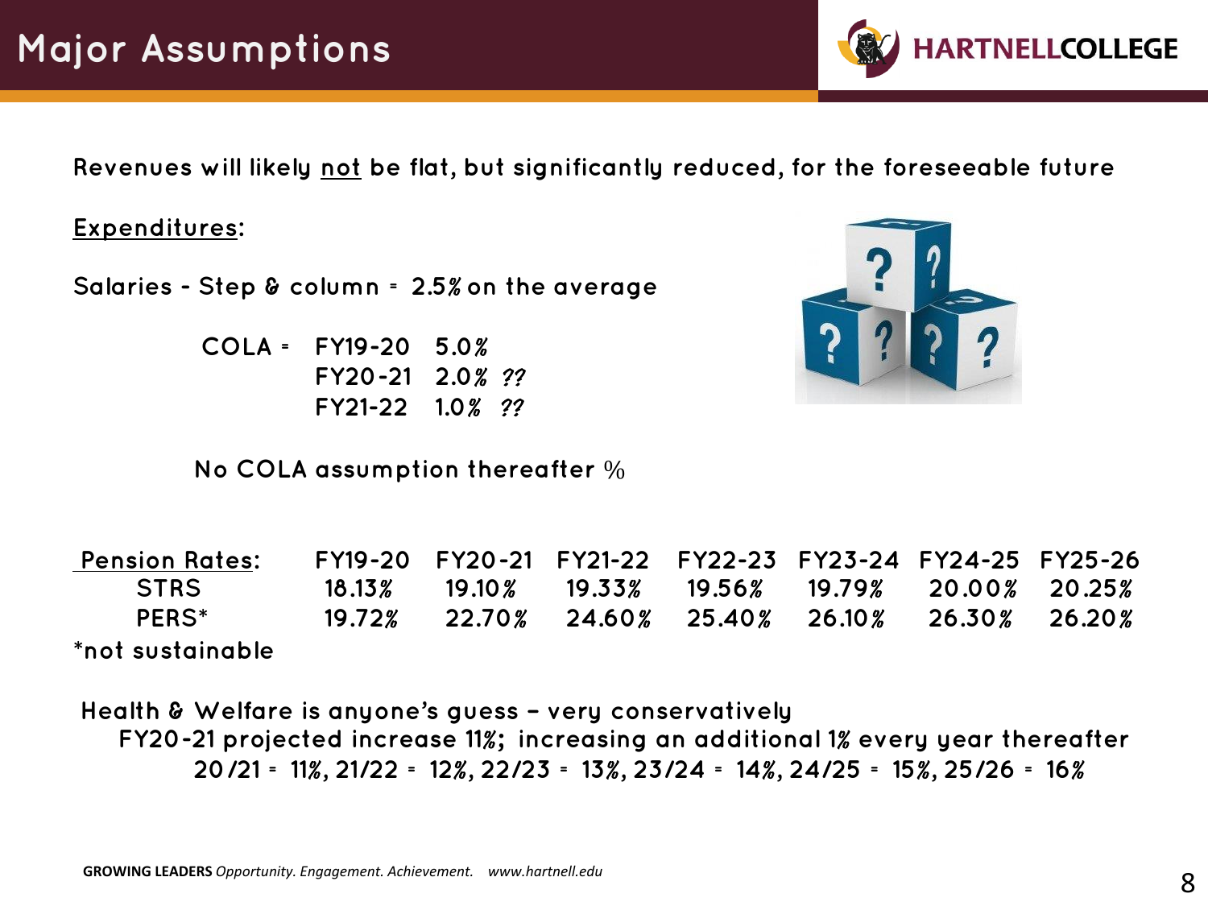# Major Assumptions

Revenues will likely not be flat, but significantly reduced, for the foreseeable future

**Expenditures:**

Salaries - Step & column = 2.5% on the average

COLA = FY19-20 5.0%
FY20-21 2.0% ??
FY21-22 1.0% ??

No COLA assumption thereafter %

| Pension Rates: | FY19-20 | FY20-21 | FY21-22 | FY22-23 | FY23-24 | FY24-25 | FY25-26 |
|---|---|---|---|---|---|---|---|
| STRS | 18.13% | 19.10% | 19.33% | 19.56% | 19.79% | 20.00% | 20.25% |
| PERS* | 19.72% | 22.70% | 24.60% | 25.40% | 26.10% | 26.30% | 26.20% |

*not sustainable

Health & Welfare is anyone's guess – very conservatively
FY20-21 projected increase 11%; increasing an additional 1% every year thereafter
20/21 = 11%, 21/22 = 12%, 22/23 = 13%, 23/24 = 14%, 24/25 = 15%, 25/26 = 16%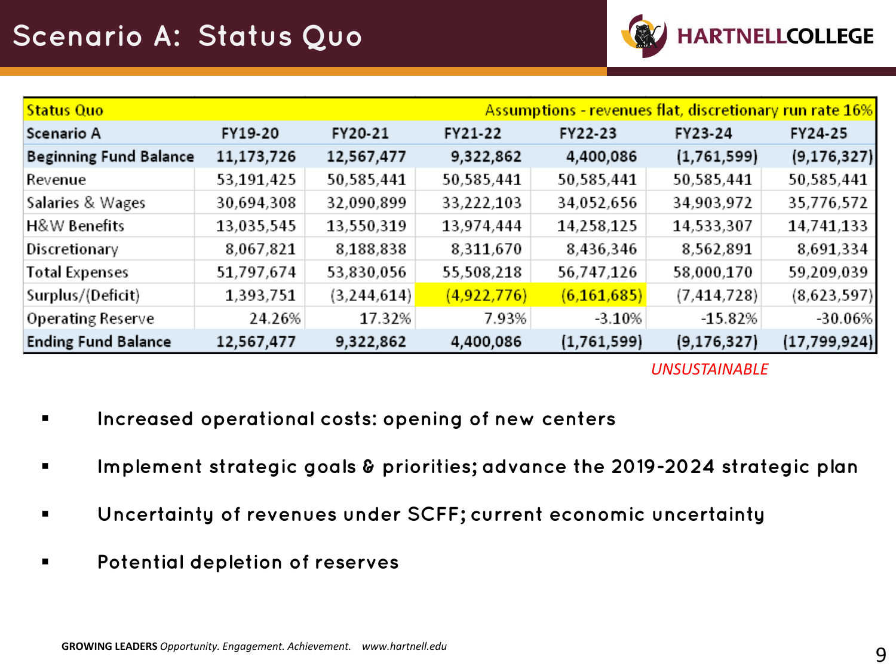# Scenario A: Status Quo

| Status Quo | | | Assumptions - revenues flat, discretionary run rate 16% | | | |
|---|---|---|---|---|---|---|
| **Scenario A** | **FY19-20** | **FY20-21** | **FY21-22** | **FY22-23** | **FY23-24** | **FY24-25** |
| **Beginning Fund Balance** | 11,173,726 | 12,567,477 | 9,322,862 | 4,400,086 | (1,761,599) | (9,176,327) |
| Revenue | 53,191,425 | 50,585,441 | 50,585,441 | 50,585,441 | 50,585,441 | 50,585,441 |
| Salaries & Wages | 30,694,308 | 32,090,899 | 33,222,103 | 34,052,656 | 34,903,972 | 35,776,572 |
| H&W Benefits | 13,035,545 | 13,550,319 | 13,974,444 | 14,258,125 | 14,533,307 | 14,741,133 |
| Discretionary | 8,067,821 | 8,188,838 | 8,311,670 | 8,436,346 | 8,562,891 | 8,691,334 |
| Total Expenses | 51,797,674 | 53,830,056 | 55,508,218 | 56,747,126 | 58,000,170 | 59,209,039 |
| Surplus/(Deficit) | 1,393,751 | (3,244,614) | (4,922,776) | (6,161,685) | (7,414,728) | (8,623,597) |
| Operating Reserve | 24.26% | 17.32% | 7.93% | -3.10% | -15.82% | -30.06% |
| **Ending Fund Balance** | 12,567,477 | 9,322,862 | 4,400,086 | (1,761,599) | (9,176,327) | (17,799,924) |

*UNSUSTAINABLE*

- **Increased operational costs: opening of new centers**
- **Implement strategic goals & priorities; advance the 2019-2024 strategic plan**
- **Uncertainty of revenues under SCFF; current economic uncertainty**
- **Potential depletion of reserves**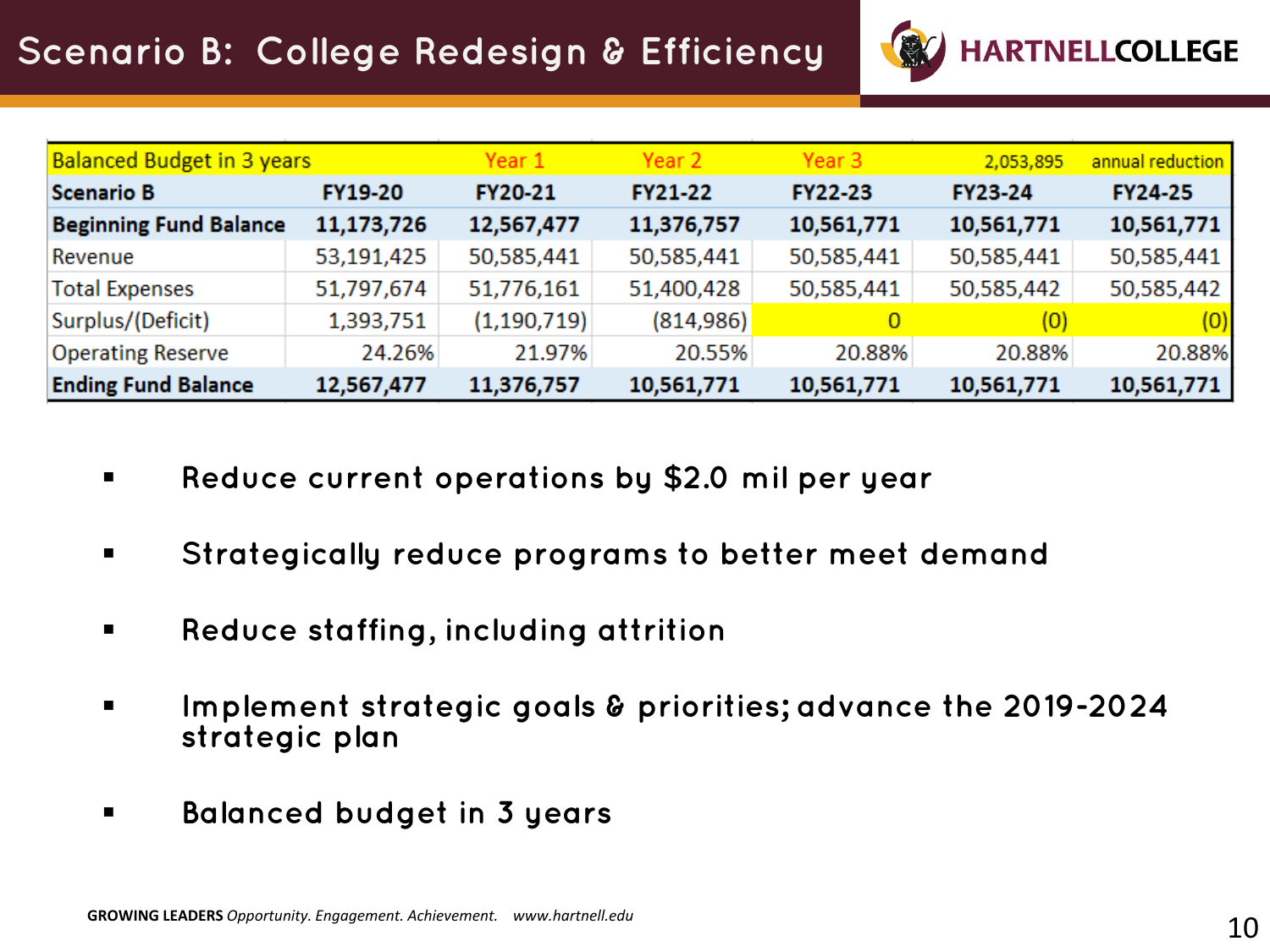# Scenario B: College Redesign & Efficiency

| Balanced Budget in 3 years | | Year 1 | Year 2 | Year 3 | 2,053,895 | annual reduction |
|---|---|---|---|---|---|---|
| **Scenario B** | **FY19-20** | **FY20-21** | **FY21-22** | **FY22-23** | **FY23-24** | **FY24-25** |
| **Beginning Fund Balance** | **11,173,726** | **12,567,477** | **11,376,757** | **10,561,771** | **10,561,771** | **10,561,771** |
| Revenue | 53,191,425 | 50,585,441 | 50,585,441 | 50,585,441 | 50,585,441 | 50,585,441 |
| Total Expenses | 51,797,674 | 51,776,161 | 51,400,428 | 50,585,441 | 50,585,442 | 50,585,442 |
| Surplus/(Deficit) | 1,393,751 | (1,190,719) | (814,986) | 0 | (0) | (0) |
| Operating Reserve | 24.26% | 21.97% | 20.55% | 20.88% | 20.88% | 20.88% |
| **Ending Fund Balance** | **12,567,477** | **11,376,757** | **10,561,771** | **10,561,771** | **10,561,771** | **10,561,771** |

- Reduce current operations by $2.0 mil per year
- Strategically reduce programs to better meet demand
- Reduce staffing, including attrition
- Implement strategic goals & priorities; advance the 2019-2024 strategic plan
- Balanced budget in 3 years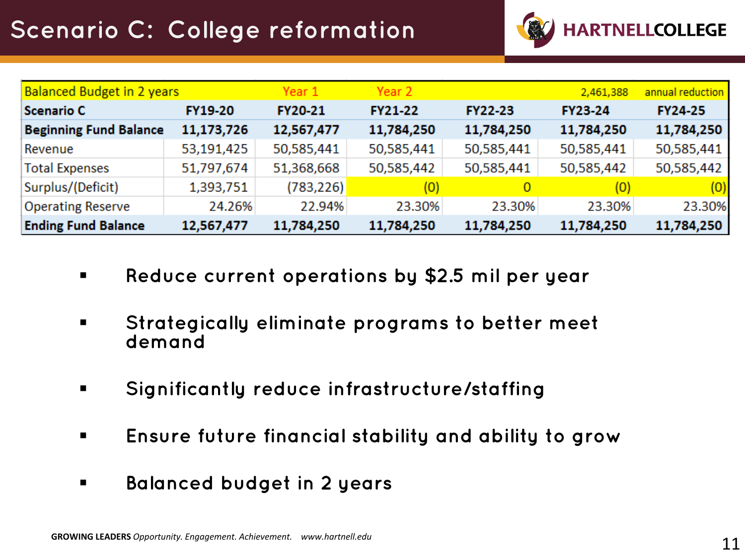# Scenario C: College reformation

| Balanced Budget in 2 years | | Year 1 | Year 2 | | 2,461,388 | annual reduction |
|---|---|---|---|---|---|---|
| **Scenario C** | **FY19-20** | **FY20-21** | **FY21-22** | **FY22-23** | **FY23-24** | **FY24-25** |
| **Beginning Fund Balance** | **11,173,726** | **12,567,477** | **11,784,250** | **11,784,250** | **11,784,250** | **11,784,250** |
| Revenue | 53,191,425 | 50,585,441 | 50,585,441 | 50,585,441 | 50,585,441 | 50,585,441 |
| Total Expenses | 51,797,674 | 51,368,668 | 50,585,442 | 50,585,441 | 50,585,442 | 50,585,442 |
| Surplus/(Deficit) | 1,393,751 | (783,226) | (0) | 0 | (0) | (0) |
| Operating Reserve | 24.26% | 22.94% | 23.30% | 23.30% | 23.30% | 23.30% |
| **Ending Fund Balance** | **12,567,477** | **11,784,250** | **11,784,250** | **11,784,250** | **11,784,250** | **11,784,250** |

- Reduce current operations by $2.5 mil per year
- Strategically eliminate programs to better meet demand
- Significantly reduce infrastructure/staffing
- Ensure future financial stability and ability to grow
- Balanced budget in 2 years

**GROWING LEADERS** *Opportunity. Engagement. Achievement.* *www.hartnell.edu*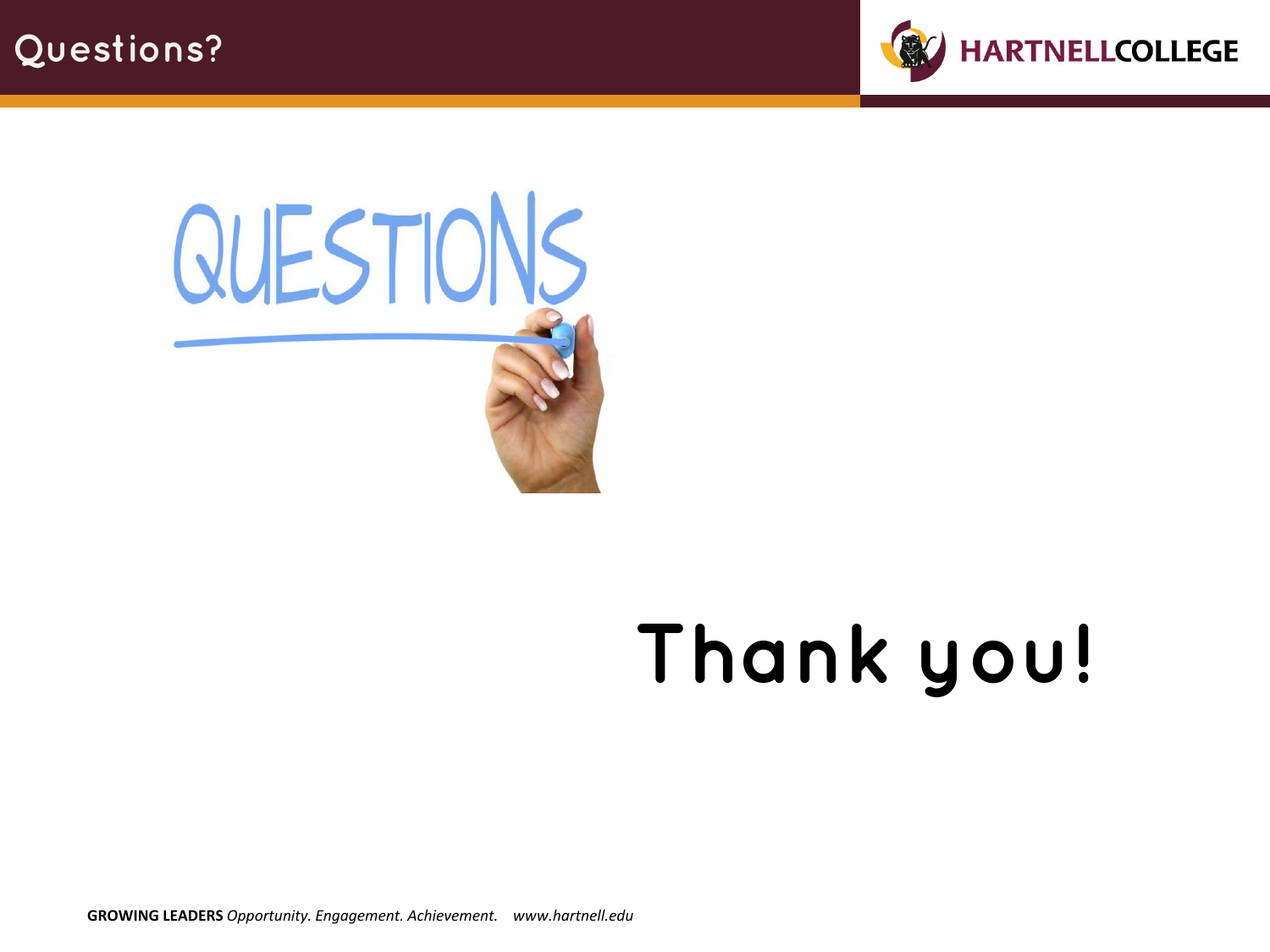# Questions?

QUESTIONS

# Thank you!